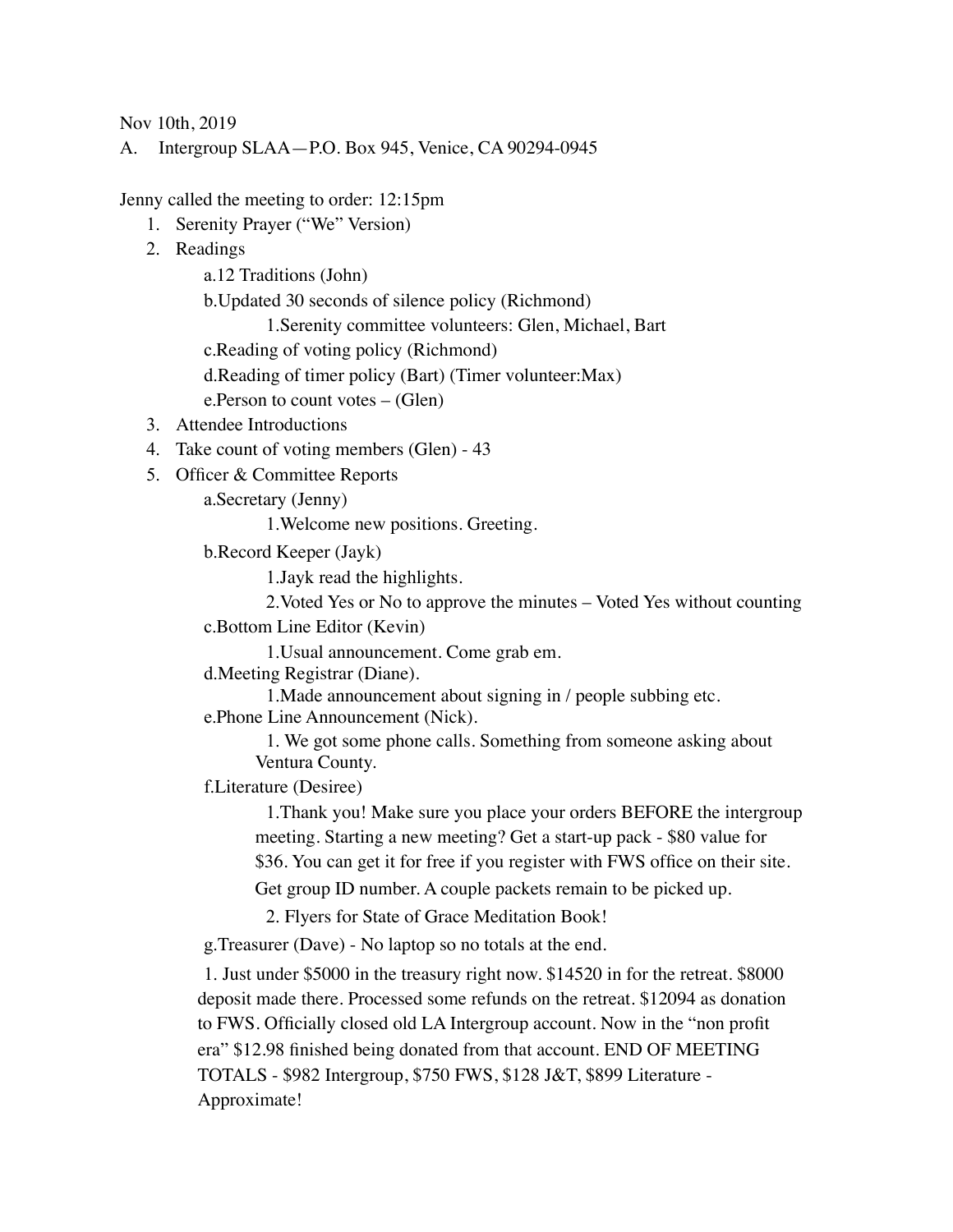Nov 10th, 2019

A. Intergroup SLAA—P.O. Box 945, Venice, CA 90294-0945

Jenny called the meeting to order: 12:15pm

1. Serenity Prayer ("We" Version)
2. Readings
   - a.12 Traditions (John)
   - b.Updated 30 seconds of silence policy (Richmond)
     - 1.Serenity committee volunteers: Glen, Michael, Bart
   - c.Reading of voting policy (Richmond)
   - d.Reading of timer policy (Bart) (Timer volunteer:Max)
   - e.Person to count votes – (Glen)
3. Attendee Introductions
4. Take count of voting members (Glen) - 43
5. Officer & Committee Reports
   - a.Secretary (Jenny)
     - 1.Welcome new positions. Greeting.
   - b.Record Keeper (Jayk)
     - 1.Jayk read the highlights.
     - 2.Voted Yes or No to approve the minutes – Voted Yes without counting
   - c.Bottom Line Editor (Kevin)
     - 1.Usual announcement. Come grab em.
   - d.Meeting Registrar (Diane).
     - 1.Made announcement about signing in / people subbing etc.
   - e.Phone Line Announcement (Nick).
     - 1. We got some phone calls. Something from someone asking about Ventura County.
   - f.Literature (Desiree)
     - 1.Thank you! Make sure you place your orders BEFORE the intergroup meeting. Starting a new meeting? Get a start-up pack - $80 value for $36. You can get it for free if you register with FWS office on their site. Get group ID number. A couple packets remain to be picked up.
     - 2. Flyers for State of Grace Meditation Book!
   - g.Treasurer (Dave) - No laptop so no totals at the end.
     - 1. Just under $5000 in the treasury right now. $14520 in for the retreat. $8000 deposit made there. Processed some refunds on the retreat. $12094 as donation to FWS. Officially closed old LA Intergroup account. Now in the "non profit era" $12.98 finished being donated from that account. END OF MEETING TOTALS - $982 Intergroup, $750 FWS, $128 J&T, $899 Literature - Approximate!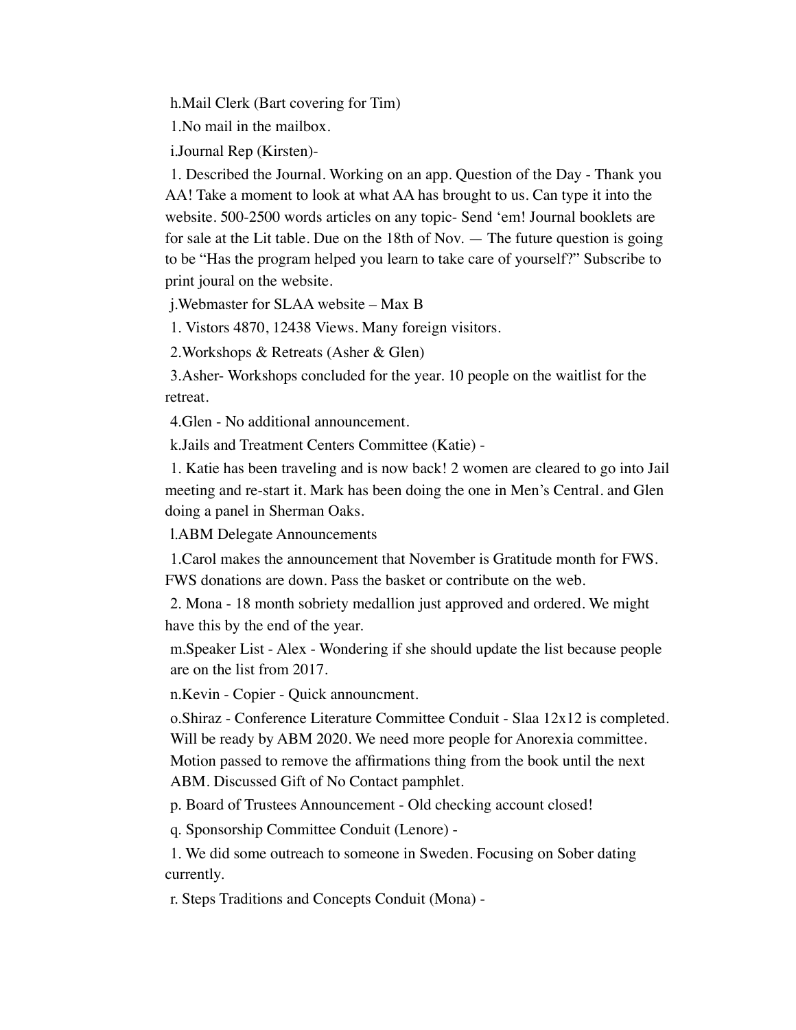h.Mail Clerk (Bart covering for Tim)

1.No mail in the mailbox.

i.Journal Rep (Kirsten)-

1. Described the Journal. Working on an app. Question of the Day - Thank you AA! Take a moment to look at what AA has brought to us. Can type it into the website. 500-2500 words articles on any topic- Send 'em! Journal booklets are for sale at the Lit table. Due on the 18th of Nov. — The future question is going to be "Has the program helped you learn to take care of yourself?" Subscribe to print joural on the website.

j.Webmaster for SLAA website – Max B

1. Vistors 4870, 12438 Views. Many foreign visitors.

2.Workshops & Retreats (Asher & Glen)

3.Asher- Workshops concluded for the year. 10 people on the waitlist for the retreat.

4.Glen - No additional announcement.

k.Jails and Treatment Centers Committee (Katie) -

1. Katie has been traveling and is now back! 2 women are cleared to go into Jail meeting and re-start it. Mark has been doing the one in Men's Central. and Glen doing a panel in Sherman Oaks.

l.ABM Delegate Announcements

1.Carol makes the announcement that November is Gratitude month for FWS. FWS donations are down. Pass the basket or contribute on the web.

2. Mona - 18 month sobriety medallion just approved and ordered. We might have this by the end of the year.

m.Speaker List - Alex - Wondering if she should update the list because people are on the list from 2017.

n.Kevin - Copier - Quick announcment.

o.Shiraz - Conference Literature Committee Conduit - Slaa 12x12 is completed. Will be ready by ABM 2020. We need more people for Anorexia committee. Motion passed to remove the affirmations thing from the book until the next ABM. Discussed Gift of No Contact pamphlet.

p. Board of Trustees Announcement - Old checking account closed!

q. Sponsorship Committee Conduit (Lenore) -

1. We did some outreach to someone in Sweden. Focusing on Sober dating currently.

r. Steps Traditions and Concepts Conduit (Mona) -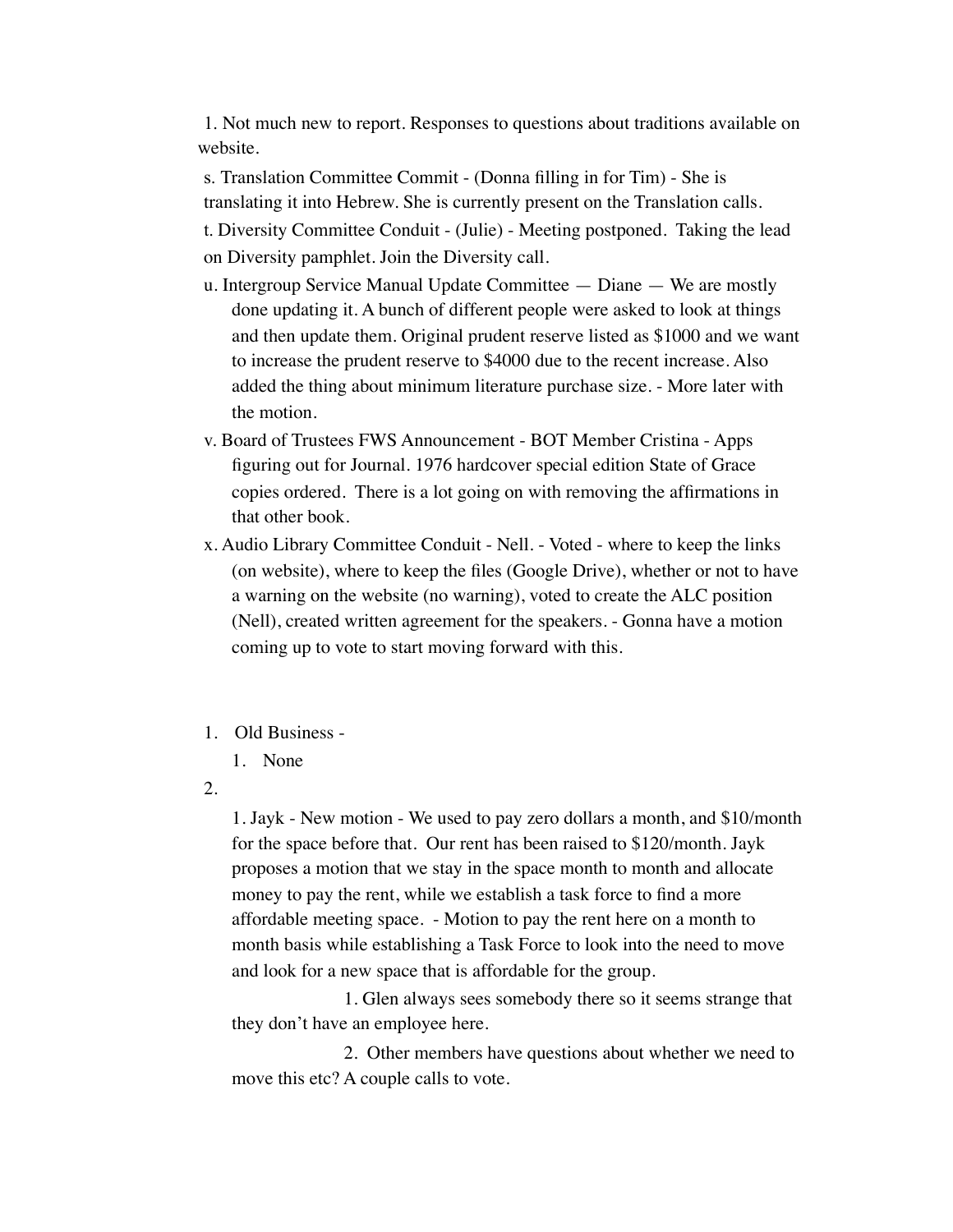1. Not much new to report. Responses to questions about traditions available on website.

s. Translation Committee Commit - (Donna filling in for Tim) - She is translating it into Hebrew. She is currently present on the Translation calls.

t. Diversity Committee Conduit - (Julie) - Meeting postponed. Taking the lead on Diversity pamphlet. Join the Diversity call.

u. Intergroup Service Manual Update Committee — Diane — We are mostly done updating it. A bunch of different people were asked to look at things and then update them. Original prudent reserve listed as $1000 and we want to increase the prudent reserve to $4000 due to the recent increase. Also added the thing about minimum literature purchase size. - More later with the motion.

v. Board of Trustees FWS Announcement - BOT Member Cristina - Apps figuring out for Journal. 1976 hardcover special edition State of Grace copies ordered. There is a lot going on with removing the affirmations in that other book.

x. Audio Library Committee Conduit - Nell. - Voted - where to keep the links (on website), where to keep the files (Google Drive), whether or not to have a warning on the website (no warning), voted to create the ALC position (Nell), created written agreement for the speakers. - Gonna have a motion coming up to vote to start moving forward with this.

1. Old Business -
   1. None
2.
   1. Jayk - New motion - We used to pay zero dollars a month, and $10/month for the space before that. Our rent has been raised to $120/month. Jayk proposes a motion that we stay in the space month to month and allocate money to pay the rent, while we establish a task force to find a more affordable meeting space. - Motion to pay the rent here on a month to month basis while establishing a Task Force to look into the need to move and look for a new space that is affordable for the group.
      1. Glen always sees somebody there so it seems strange that they don't have an employee here.
      2. Other members have questions about whether we need to move this etc? A couple calls to vote.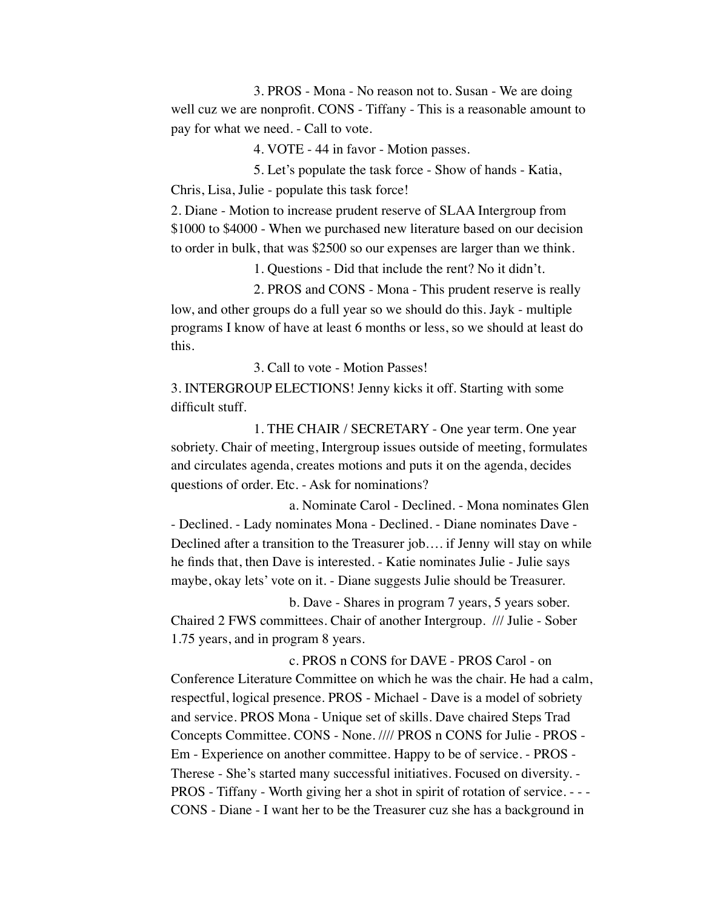3. PROS - Mona - No reason not to. Susan - We are doing well cuz we are nonprofit. CONS - Tiffany - This is a reasonable amount to pay for what we need. - Call to vote.

4. VOTE - 44 in favor - Motion passes.

5. Let's populate the task force - Show of hands - Katia, Chris, Lisa, Julie - populate this task force!

2. Diane - Motion to increase prudent reserve of SLAA Intergroup from $1000 to $4000 - When we purchased new literature based on our decision to order in bulk, that was $2500 so our expenses are larger than we think.

1. Questions - Did that include the rent? No it didn't.

2. PROS and CONS - Mona - This prudent reserve is really low, and other groups do a full year so we should do this. Jayk - multiple programs I know of have at least 6 months or less, so we should at least do this.

3. Call to vote - Motion Passes!

3. INTERGROUP ELECTIONS! Jenny kicks it off. Starting with some difficult stuff.

1. THE CHAIR / SECRETARY - One year term. One year sobriety. Chair of meeting, Intergroup issues outside of meeting, formulates and circulates agenda, creates motions and puts it on the agenda, decides questions of order. Etc. - Ask for nominations?

a. Nominate Carol - Declined. - Mona nominates Glen - Declined. - Lady nominates Mona - Declined. - Diane nominates Dave - Declined after a transition to the Treasurer job…. if Jenny will stay on while he finds that, then Dave is interested. - Katie nominates Julie - Julie says maybe, okay lets' vote on it. - Diane suggests Julie should be Treasurer.

b. Dave - Shares in program 7 years, 5 years sober. Chaired 2 FWS committees. Chair of another Intergroup. /// Julie - Sober 1.75 years, and in program 8 years.

c. PROS n CONS for DAVE - PROS Carol - on Conference Literature Committee on which he was the chair. He had a calm, respectful, logical presence. PROS - Michael - Dave is a model of sobriety and service. PROS Mona - Unique set of skills. Dave chaired Steps Trad Concepts Committee. CONS - None. //// PROS n CONS for Julie - PROS - Em - Experience on another committee. Happy to be of service. - PROS - Therese - She's started many successful initiatives. Focused on diversity. - PROS - Tiffany - Worth giving her a shot in spirit of rotation of service. - - - CONS - Diane - I want her to be the Treasurer cuz she has a background in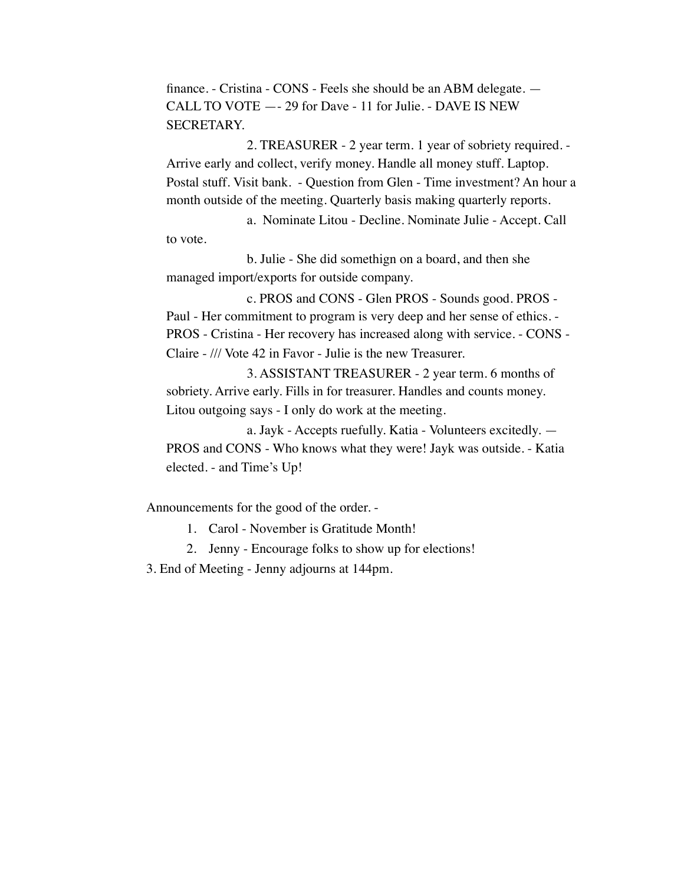finance. - Cristina - CONS - Feels she should be an ABM delegate. — CALL TO VOTE —- 29 for Dave - 11 for Julie. - DAVE IS NEW SECRETARY.

2. TREASURER - 2 year term. 1 year of sobriety required. - Arrive early and collect, verify money. Handle all money stuff. Laptop. Postal stuff. Visit bank. - Question from Glen - Time investment? An hour a month outside of the meeting. Quarterly basis making quarterly reports.

a. Nominate Litou - Decline. Nominate Julie - Accept. Call to vote.

b. Julie - She did somethign on a board, and then she managed import/exports for outside company.

c. PROS and CONS - Glen PROS - Sounds good. PROS - Paul - Her commitment to program is very deep and her sense of ethics. - PROS - Cristina - Her recovery has increased along with service. - CONS - Claire - /// Vote 42 in Favor - Julie is the new Treasurer.

3. ASSISTANT TREASURER - 2 year term. 6 months of sobriety. Arrive early. Fills in for treasurer. Handles and counts money. Litou outgoing says - I only do work at the meeting.

a. Jayk - Accepts ruefully. Katia - Volunteers excitedly. — PROS and CONS - Who knows what they were! Jayk was outside. - Katia elected. - and Time's Up!

Announcements for the good of the order. -

1. Carol - November is Gratitude Month!
2. Jenny - Encourage folks to show up for elections!

3. End of Meeting - Jenny adjourns at 144pm.